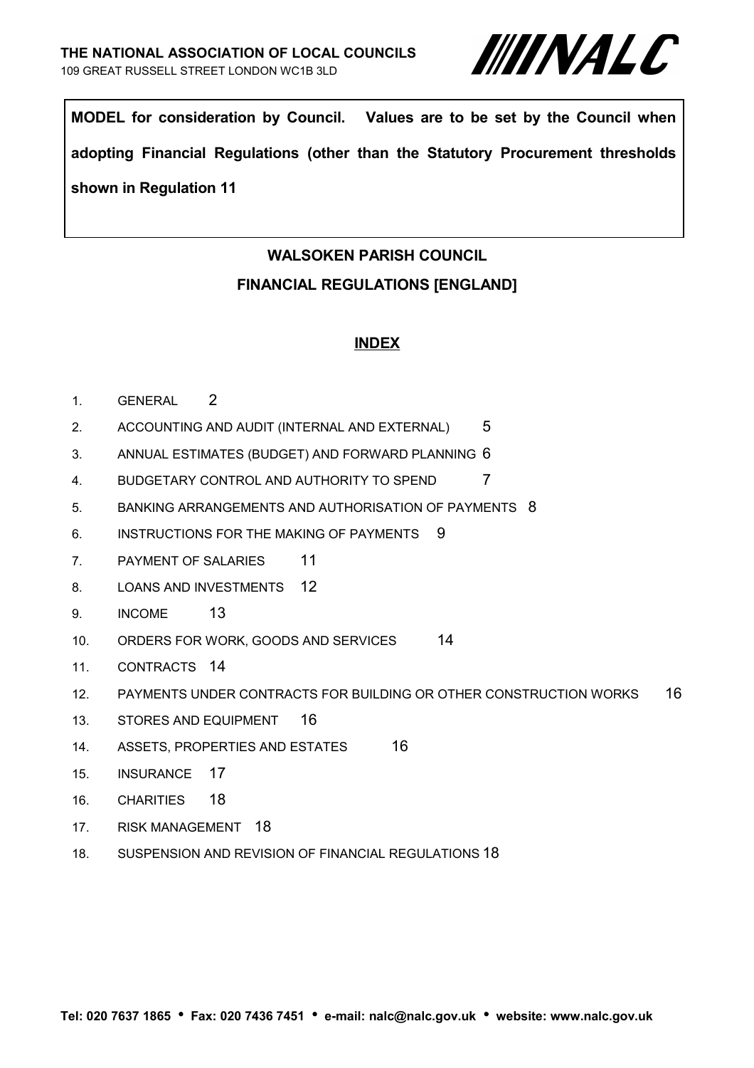**THE NATIONAL ASSOCIATION OF LOCAL COUNCILS**
109 GREAT RUSSELL STREET LONDON WC1B 3LD

NALC

**MODEL for consideration by Council. Values are to be set by the Council when adopting Financial Regulations (other than the Statutory Procurement thresholds shown in Regulation 11**

# WALSOKEN PARISH COUNCIL

## FINANCIAL REGULATIONS [ENGLAND]

### INDEX

1. GENERAL 2
2. ACCOUNTING AND AUDIT (INTERNAL AND EXTERNAL) 5
3. ANNUAL ESTIMATES (BUDGET) AND FORWARD PLANNING 6
4. BUDGETARY CONTROL AND AUTHORITY TO SPEND 7
5. BANKING ARRANGEMENTS AND AUTHORISATION OF PAYMENTS 8
6. INSTRUCTIONS FOR THE MAKING OF PAYMENTS 9
7. PAYMENT OF SALARIES 11
8. LOANS AND INVESTMENTS 12
9. INCOME 13
10. ORDERS FOR WORK, GOODS AND SERVICES 14
11. CONTRACTS 14
12. PAYMENTS UNDER CONTRACTS FOR BUILDING OR OTHER CONSTRUCTION WORKS 16
13. STORES AND EQUIPMENT 16
14. ASSETS, PROPERTIES AND ESTATES 16
15. INSURANCE 17
16. CHARITIES 18
17. RISK MANAGEMENT 18
18. SUSPENSION AND REVISION OF FINANCIAL REGULATIONS 18

**Tel: 020 7637 1865 • Fax: 020 7436 7451 • e-mail: nalc@nalc.gov.uk • website: www.nalc.gov.uk**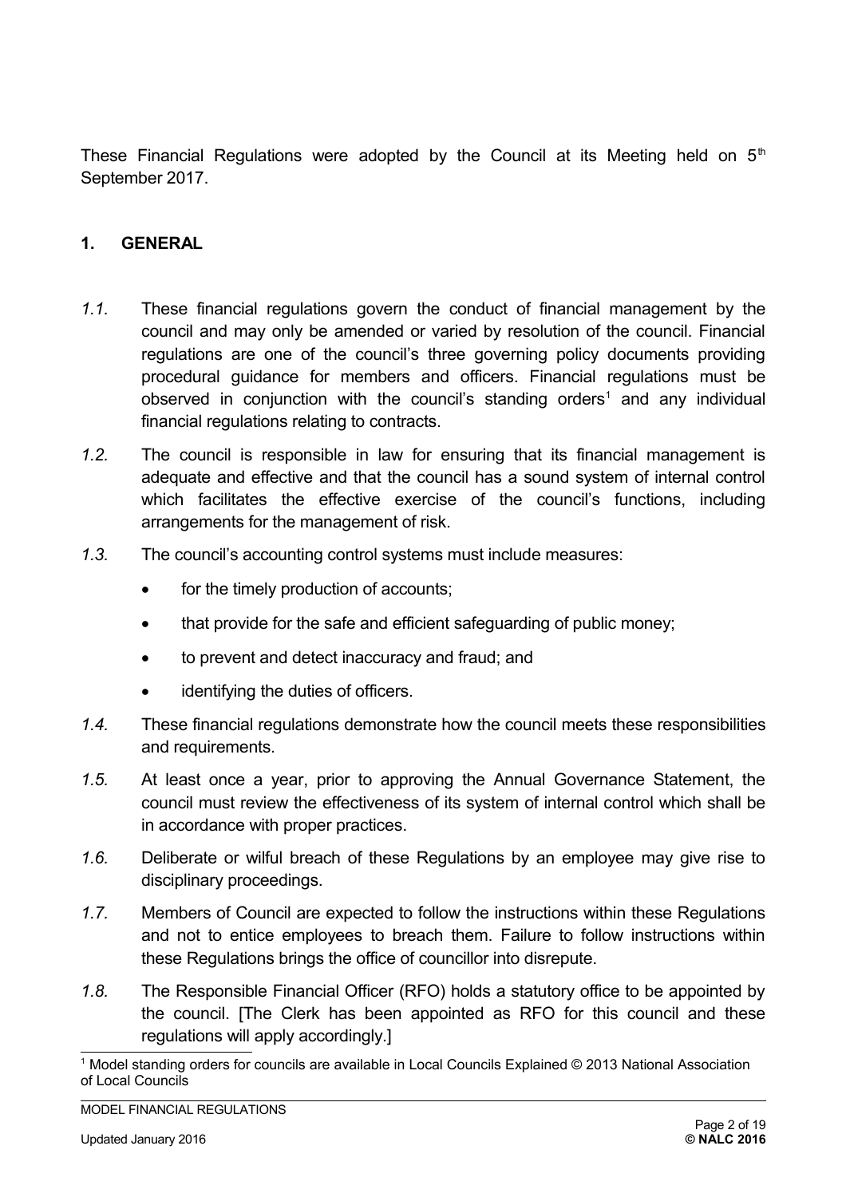These Financial Regulations were adopted by the Council at its Meeting held on 5th September 2017.

## 1. GENERAL

*1.1.* These financial regulations govern the conduct of financial management by the council and may only be amended or varied by resolution of the council. Financial regulations are one of the council's three governing policy documents providing procedural guidance for members and officers. Financial regulations must be observed in conjunction with the council's standing orders[1] and any individual financial regulations relating to contracts.

*1.2.* The council is responsible in law for ensuring that its financial management is adequate and effective and that the council has a sound system of internal control which facilitates the effective exercise of the council's functions, including arrangements for the management of risk.

*1.3.* The council's accounting control systems must include measures:

- for the timely production of accounts;
- that provide for the safe and efficient safeguarding of public money;
- to prevent and detect inaccuracy and fraud; and
- identifying the duties of officers.

*1.4.* These financial regulations demonstrate how the council meets these responsibilities and requirements.

*1.5.* At least once a year, prior to approving the Annual Governance Statement, the council must review the effectiveness of its system of internal control which shall be in accordance with proper practices.

*1.6.* Deliberate or wilful breach of these Regulations by an employee may give rise to disciplinary proceedings.

*1.7.* Members of Council are expected to follow the instructions within these Regulations and not to entice employees to breach them. Failure to follow instructions within these Regulations brings the office of councillor into disrepute.

*1.8.* The Responsible Financial Officer (RFO) holds a statutory office to be appointed by the council. [The Clerk has been appointed as RFO for this council and these regulations will apply accordingly.]

[1] Model standing orders for councils are available in Local Councils Explained © 2013 National Association of Local Councils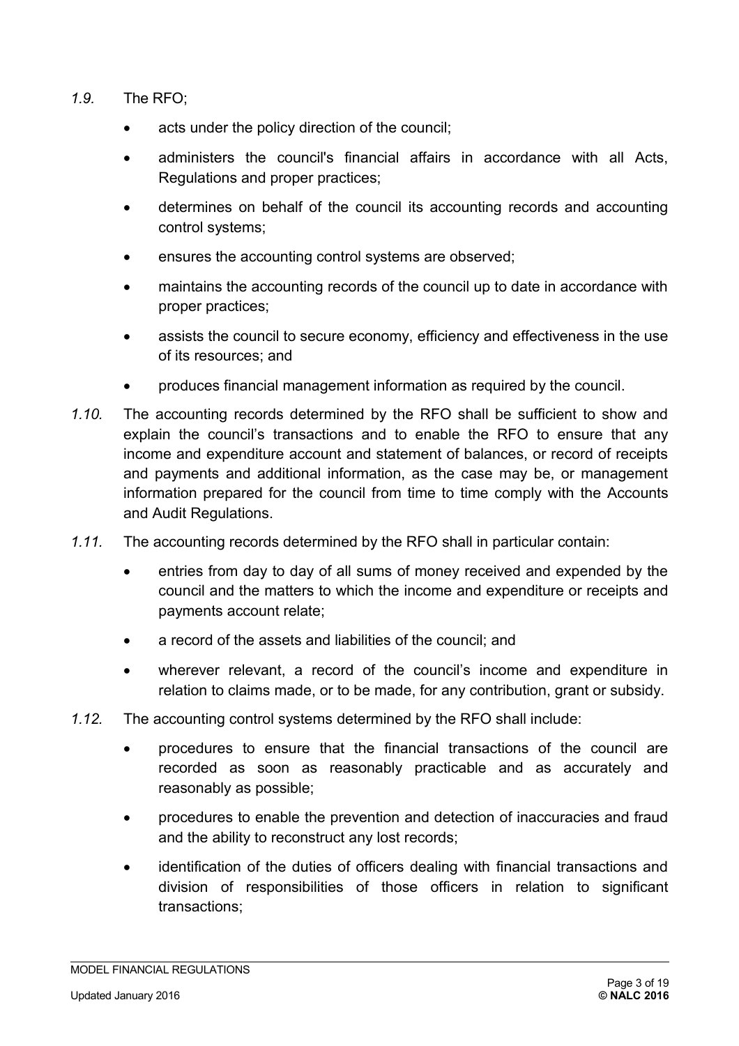*1.9.* The RFO;

- acts under the policy direction of the council;
- administers the council's financial affairs in accordance with all Acts, Regulations and proper practices;
- determines on behalf of the council its accounting records and accounting control systems;
- ensures the accounting control systems are observed;
- maintains the accounting records of the council up to date in accordance with proper practices;
- assists the council to secure economy, efficiency and effectiveness in the use of its resources; and
- produces financial management information as required by the council.

*1.10.* The accounting records determined by the RFO shall be sufficient to show and explain the council's transactions and to enable the RFO to ensure that any income and expenditure account and statement of balances, or record of receipts and payments and additional information, as the case may be, or management information prepared for the council from time to time comply with the Accounts and Audit Regulations.

*1.11.* The accounting records determined by the RFO shall in particular contain:

- entries from day to day of all sums of money received and expended by the council and the matters to which the income and expenditure or receipts and payments account relate;
- a record of the assets and liabilities of the council; and
- wherever relevant, a record of the council's income and expenditure in relation to claims made, or to be made, for any contribution, grant or subsidy.

*1.12.* The accounting control systems determined by the RFO shall include:

- procedures to ensure that the financial transactions of the council are recorded as soon as reasonably practicable and as accurately and reasonably as possible;
- procedures to enable the prevention and detection of inaccuracies and fraud and the ability to reconstruct any lost records;
- identification of the duties of officers dealing with financial transactions and division of responsibilities of those officers in relation to significant transactions;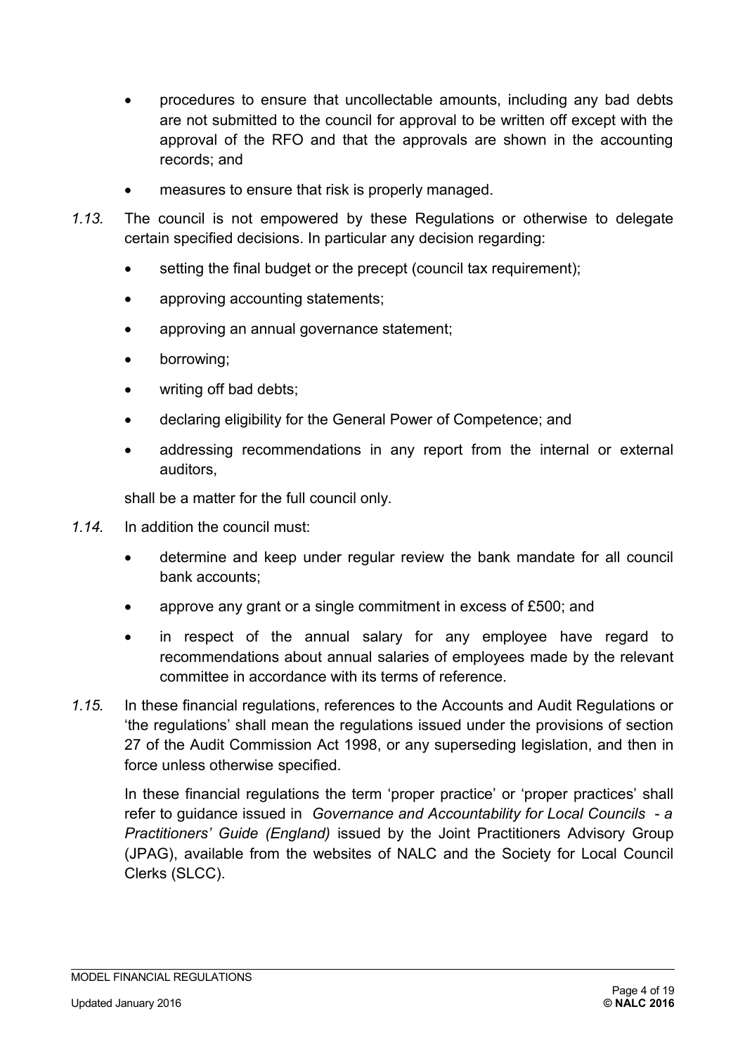- procedures to ensure that uncollectable amounts, including any bad debts are not submitted to the council for approval to be written off except with the approval of the RFO and that the approvals are shown in the accounting records; and
- measures to ensure that risk is properly managed.

*1.13.* The council is not empowered by these Regulations or otherwise to delegate certain specified decisions. In particular any decision regarding:

- setting the final budget or the precept (council tax requirement);
- approving accounting statements;
- approving an annual governance statement;
- borrowing;
- writing off bad debts;
- declaring eligibility for the General Power of Competence; and
- addressing recommendations in any report from the internal or external auditors,

shall be a matter for the full council only.

*1.14.* In addition the council must:

- determine and keep under regular review the bank mandate for all council bank accounts;
- approve any grant or a single commitment in excess of £500; and
- in respect of the annual salary for any employee have regard to recommendations about annual salaries of employees made by the relevant committee in accordance with its terms of reference.

*1.15.* In these financial regulations, references to the Accounts and Audit Regulations or 'the regulations' shall mean the regulations issued under the provisions of section 27 of the Audit Commission Act 1998, or any superseding legislation, and then in force unless otherwise specified.

In these financial regulations the term 'proper practice' or 'proper practices' shall refer to guidance issued in *Governance and Accountability for Local Councils - a Practitioners' Guide (England)* issued by the Joint Practitioners Advisory Group (JPAG), available from the websites of NALC and the Society for Local Council Clerks (SLCC).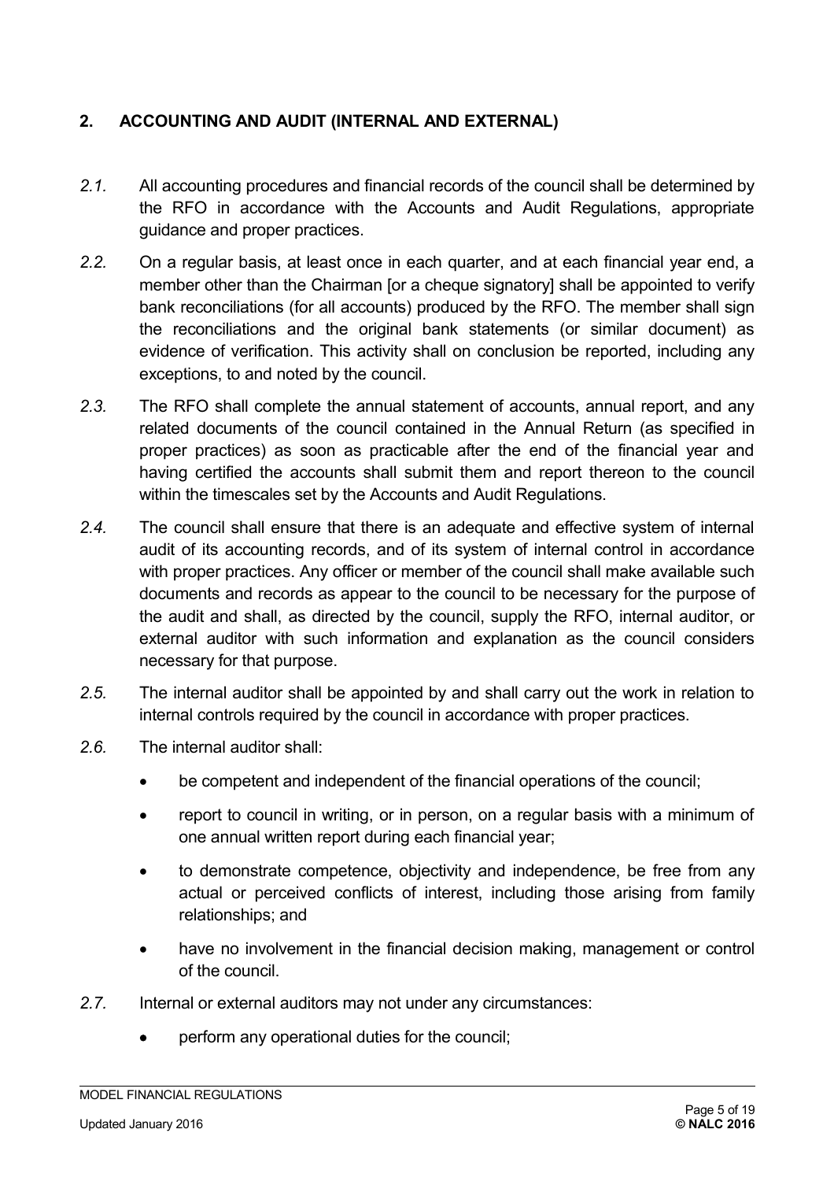## 2. ACCOUNTING AND AUDIT (INTERNAL AND EXTERNAL)

*2.1.* All accounting procedures and financial records of the council shall be determined by the RFO in accordance with the Accounts and Audit Regulations, appropriate guidance and proper practices.

*2.2.* On a regular basis, at least once in each quarter, and at each financial year end, a member other than the Chairman [or a cheque signatory] shall be appointed to verify bank reconciliations (for all accounts) produced by the RFO. The member shall sign the reconciliations and the original bank statements (or similar document) as evidence of verification. This activity shall on conclusion be reported, including any exceptions, to and noted by the council.

*2.3.* The RFO shall complete the annual statement of accounts, annual report, and any related documents of the council contained in the Annual Return (as specified in proper practices) as soon as practicable after the end of the financial year and having certified the accounts shall submit them and report thereon to the council within the timescales set by the Accounts and Audit Regulations.

*2.4.* The council shall ensure that there is an adequate and effective system of internal audit of its accounting records, and of its system of internal control in accordance with proper practices. Any officer or member of the council shall make available such documents and records as appear to the council to be necessary for the purpose of the audit and shall, as directed by the council, supply the RFO, internal auditor, or external auditor with such information and explanation as the council considers necessary for that purpose.

*2.5.* The internal auditor shall be appointed by and shall carry out the work in relation to internal controls required by the council in accordance with proper practices.

*2.6.* The internal auditor shall:

- be competent and independent of the financial operations of the council;
- report to council in writing, or in person, on a regular basis with a minimum of one annual written report during each financial year;
- to demonstrate competence, objectivity and independence, be free from any actual or perceived conflicts of interest, including those arising from family relationships; and
- have no involvement in the financial decision making, management or control of the council.

*2.7.* Internal or external auditors may not under any circumstances:

- perform any operational duties for the council;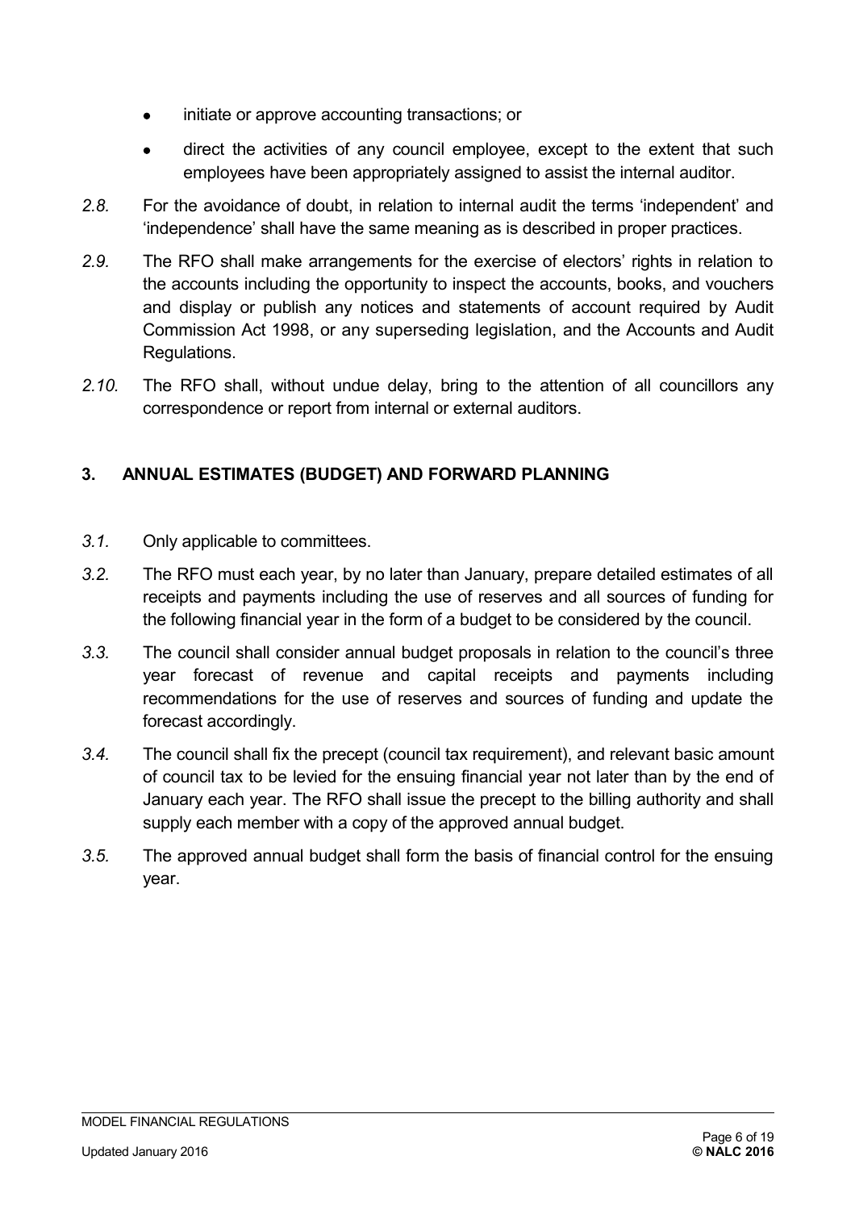- initiate or approve accounting transactions; or
- direct the activities of any council employee, except to the extent that such employees have been appropriately assigned to assist the internal auditor.

*2.8.* For the avoidance of doubt, in relation to internal audit the terms 'independent' and 'independence' shall have the same meaning as is described in proper practices.

*2.9.* The RFO shall make arrangements for the exercise of electors' rights in relation to the accounts including the opportunity to inspect the accounts, books, and vouchers and display or publish any notices and statements of account required by Audit Commission Act 1998, or any superseding legislation, and the Accounts and Audit Regulations.

*2.10.* The RFO shall, without undue delay, bring to the attention of all councillors any correspondence or report from internal or external auditors.

## 3. ANNUAL ESTIMATES (BUDGET) AND FORWARD PLANNING

*3.1.* Only applicable to committees.

*3.2.* The RFO must each year, by no later than January, prepare detailed estimates of all receipts and payments including the use of reserves and all sources of funding for the following financial year in the form of a budget to be considered by the council.

*3.3.* The council shall consider annual budget proposals in relation to the council's three year forecast of revenue and capital receipts and payments including recommendations for the use of reserves and sources of funding and update the forecast accordingly.

*3.4.* The council shall fix the precept (council tax requirement), and relevant basic amount of council tax to be levied for the ensuing financial year not later than by the end of January each year. The RFO shall issue the precept to the billing authority and shall supply each member with a copy of the approved annual budget.

*3.5.* The approved annual budget shall form the basis of financial control for the ensuing year.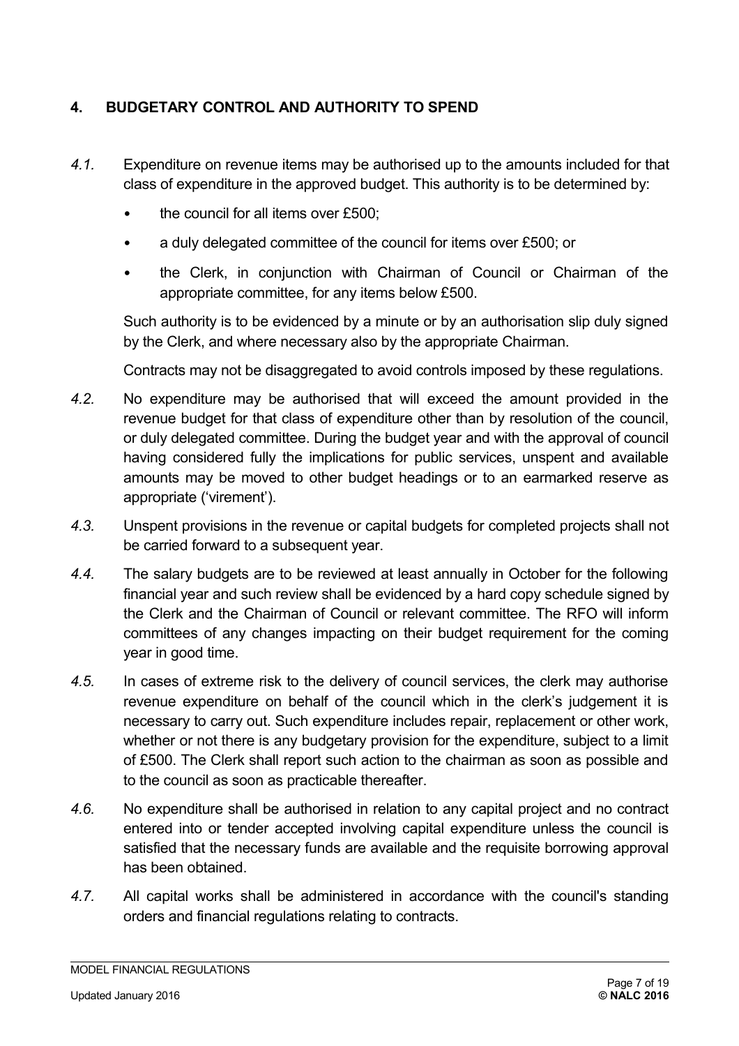## 4. BUDGETARY CONTROL AND AUTHORITY TO SPEND

*4.1.* Expenditure on revenue items may be authorised up to the amounts included for that class of expenditure in the approved budget. This authority is to be determined by:

- the council for all items over £500;
- a duly delegated committee of the council for items over £500; or
- the Clerk, in conjunction with Chairman of Council or Chairman of the appropriate committee, for any items below £500.

Such authority is to be evidenced by a minute or by an authorisation slip duly signed by the Clerk, and where necessary also by the appropriate Chairman.

Contracts may not be disaggregated to avoid controls imposed by these regulations.

*4.2.* No expenditure may be authorised that will exceed the amount provided in the revenue budget for that class of expenditure other than by resolution of the council, or duly delegated committee. During the budget year and with the approval of council having considered fully the implications for public services, unspent and available amounts may be moved to other budget headings or to an earmarked reserve as appropriate ('virement').

*4.3.* Unspent provisions in the revenue or capital budgets for completed projects shall not be carried forward to a subsequent year.

*4.4.* The salary budgets are to be reviewed at least annually in October for the following financial year and such review shall be evidenced by a hard copy schedule signed by the Clerk and the Chairman of Council or relevant committee. The RFO will inform committees of any changes impacting on their budget requirement for the coming year in good time.

*4.5.* In cases of extreme risk to the delivery of council services, the clerk may authorise revenue expenditure on behalf of the council which in the clerk's judgement it is necessary to carry out. Such expenditure includes repair, replacement or other work, whether or not there is any budgetary provision for the expenditure, subject to a limit of £500. The Clerk shall report such action to the chairman as soon as possible and to the council as soon as practicable thereafter.

*4.6.* No expenditure shall be authorised in relation to any capital project and no contract entered into or tender accepted involving capital expenditure unless the council is satisfied that the necessary funds are available and the requisite borrowing approval has been obtained.

*4.7.* All capital works shall be administered in accordance with the council's standing orders and financial regulations relating to contracts.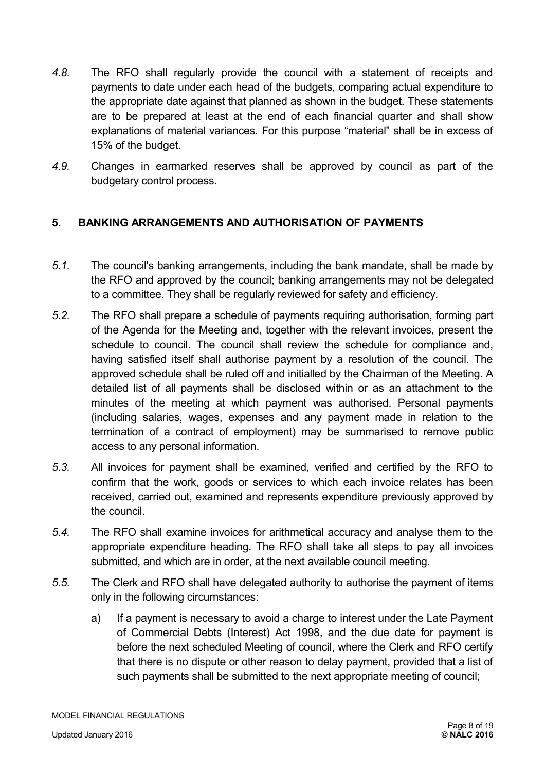*4.8.* The RFO shall regularly provide the council with a statement of receipts and payments to date under each head of the budgets, comparing actual expenditure to the appropriate date against that planned as shown in the budget. These statements are to be prepared at least at the end of each financial quarter and shall show explanations of material variances. For this purpose “material” shall be in excess of 15% of the budget.

*4.9.* Changes in earmarked reserves shall be approved by council as part of the budgetary control process.

## 5. BANKING ARRANGEMENTS AND AUTHORISATION OF PAYMENTS

*5.1.* The council's banking arrangements, including the bank mandate, shall be made by the RFO and approved by the council; banking arrangements may not be delegated to a committee. They shall be regularly reviewed for safety and efficiency.

*5.2.* The RFO shall prepare a schedule of payments requiring authorisation, forming part of the Agenda for the Meeting and, together with the relevant invoices, present the schedule to council. The council shall review the schedule for compliance and, having satisfied itself shall authorise payment by a resolution of the council. The approved schedule shall be ruled off and initialled by the Chairman of the Meeting. A detailed list of all payments shall be disclosed within or as an attachment to the minutes of the meeting at which payment was authorised. Personal payments (including salaries, wages, expenses and any payment made in relation to the termination of a contract of employment) may be summarised to remove public access to any personal information.

*5.3.* All invoices for payment shall be examined, verified and certified by the RFO to confirm that the work, goods or services to which each invoice relates has been received, carried out, examined and represents expenditure previously approved by the council.

*5.4.* The RFO shall examine invoices for arithmetical accuracy and analyse them to the appropriate expenditure heading. The RFO shall take all steps to pay all invoices submitted, and which are in order, at the next available council meeting.

*5.5.* The Clerk and RFO shall have delegated authority to authorise the payment of items only in the following circumstances:

a) If a payment is necessary to avoid a charge to interest under the Late Payment of Commercial Debts (Interest) Act 1998, and the due date for payment is before the next scheduled Meeting of council, where the Clerk and RFO certify that there is no dispute or other reason to delay payment, provided that a list of such payments shall be submitted to the next appropriate meeting of council;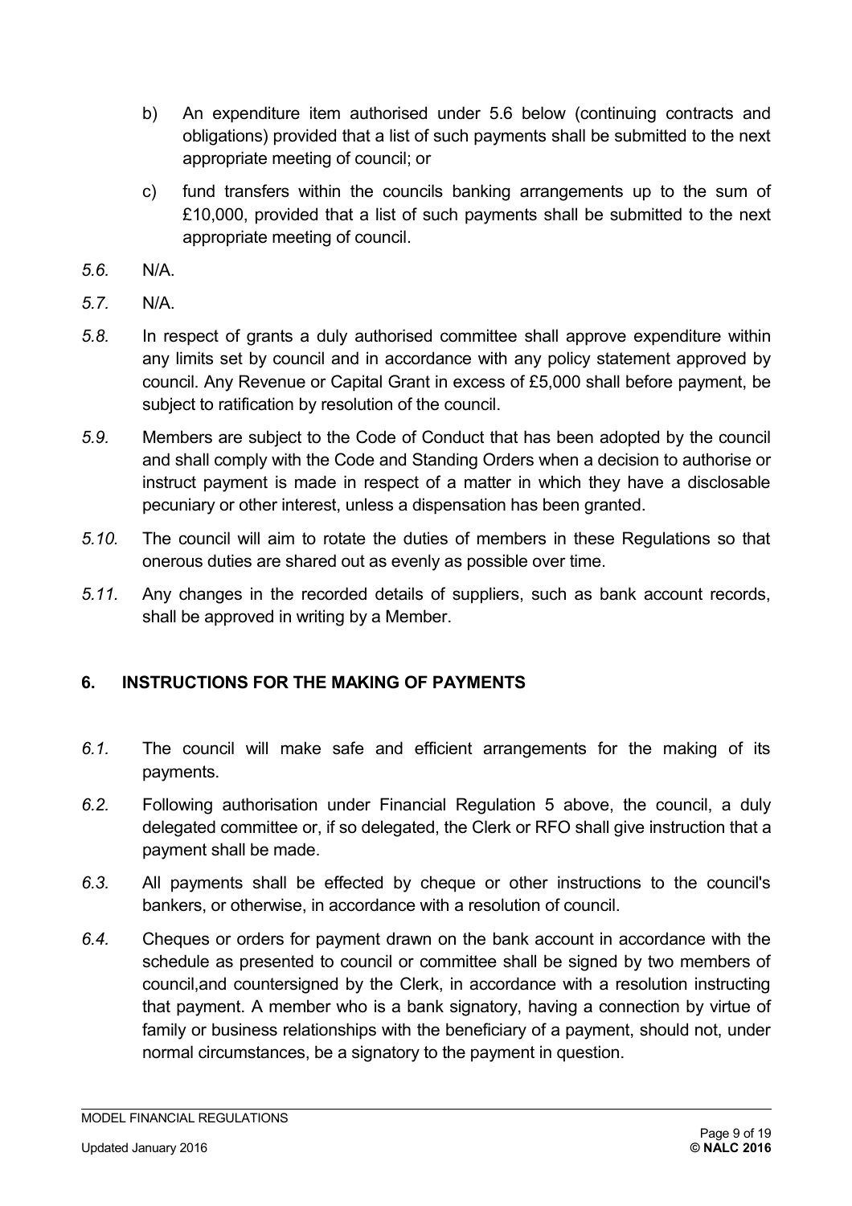b) An expenditure item authorised under 5.6 below (continuing contracts and obligations) provided that a list of such payments shall be submitted to the next appropriate meeting of council; or

c) fund transfers within the councils banking arrangements up to the sum of £10,000, provided that a list of such payments shall be submitted to the next appropriate meeting of council.

*5.6.* N/A.

*5.7.* N/A.

*5.8.* In respect of grants a duly authorised committee shall approve expenditure within any limits set by council and in accordance with any policy statement approved by council. Any Revenue or Capital Grant in excess of £5,000 shall before payment, be subject to ratification by resolution of the council.

*5.9.* Members are subject to the Code of Conduct that has been adopted by the council and shall comply with the Code and Standing Orders when a decision to authorise or instruct payment is made in respect of a matter in which they have a disclosable pecuniary or other interest, unless a dispensation has been granted.

*5.10.* The council will aim to rotate the duties of members in these Regulations so that onerous duties are shared out as evenly as possible over time.

*5.11.* Any changes in the recorded details of suppliers, such as bank account records, shall be approved in writing by a Member.

## 6. INSTRUCTIONS FOR THE MAKING OF PAYMENTS

*6.1.* The council will make safe and efficient arrangements for the making of its payments.

*6.2.* Following authorisation under Financial Regulation 5 above, the council, a duly delegated committee or, if so delegated, the Clerk or RFO shall give instruction that a payment shall be made.

*6.3.* All payments shall be effected by cheque or other instructions to the council's bankers, or otherwise, in accordance with a resolution of council.

*6.4.* Cheques or orders for payment drawn on the bank account in accordance with the schedule as presented to council or committee shall be signed by two members of council,and countersigned by the Clerk, in accordance with a resolution instructing that payment. A member who is a bank signatory, having a connection by virtue of family or business relationships with the beneficiary of a payment, should not, under normal circumstances, be a signatory to the payment in question.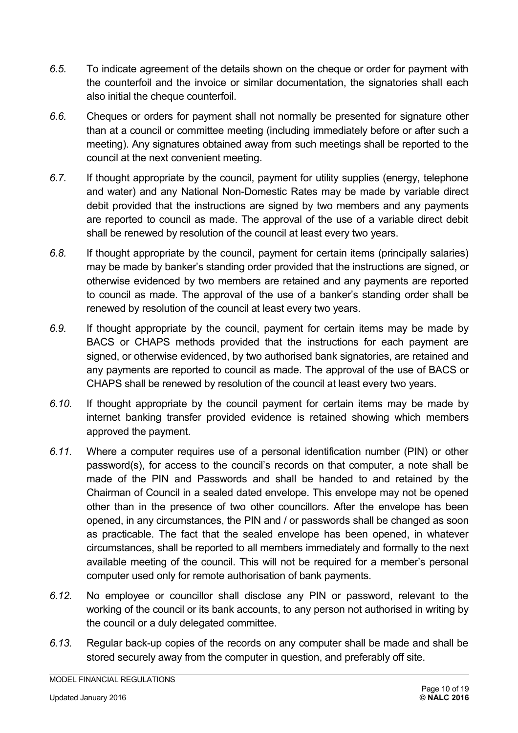*6.5.* To indicate agreement of the details shown on the cheque or order for payment with the counterfoil and the invoice or similar documentation, the signatories shall each also initial the cheque counterfoil.

*6.6.* Cheques or orders for payment shall not normally be presented for signature other than at a council or committee meeting (including immediately before or after such a meeting). Any signatures obtained away from such meetings shall be reported to the council at the next convenient meeting.

*6.7.* If thought appropriate by the council, payment for utility supplies (energy, telephone and water) and any National Non-Domestic Rates may be made by variable direct debit provided that the instructions are signed by two members and any payments are reported to council as made. The approval of the use of a variable direct debit shall be renewed by resolution of the council at least every two years.

*6.8.* If thought appropriate by the council, payment for certain items (principally salaries) may be made by banker's standing order provided that the instructions are signed, or otherwise evidenced by two members are retained and any payments are reported to council as made. The approval of the use of a banker's standing order shall be renewed by resolution of the council at least every two years.

*6.9.* If thought appropriate by the council, payment for certain items may be made by BACS or CHAPS methods provided that the instructions for each payment are signed, or otherwise evidenced, by two authorised bank signatories, are retained and any payments are reported to council as made. The approval of the use of BACS or CHAPS shall be renewed by resolution of the council at least every two years.

*6.10.* If thought appropriate by the council payment for certain items may be made by internet banking transfer provided evidence is retained showing which members approved the payment.

*6.11.* Where a computer requires use of a personal identification number (PIN) or other password(s), for access to the council's records on that computer, a note shall be made of the PIN and Passwords and shall be handed to and retained by the Chairman of Council in a sealed dated envelope. This envelope may not be opened other than in the presence of two other councillors. After the envelope has been opened, in any circumstances, the PIN and / or passwords shall be changed as soon as practicable. The fact that the sealed envelope has been opened, in whatever circumstances, shall be reported to all members immediately and formally to the next available meeting of the council. This will not be required for a member's personal computer used only for remote authorisation of bank payments.

*6.12.* No employee or councillor shall disclose any PIN or password, relevant to the working of the council or its bank accounts, to any person not authorised in writing by the council or a duly delegated committee.

*6.13.* Regular back-up copies of the records on any computer shall be made and shall be stored securely away from the computer in question, and preferably off site.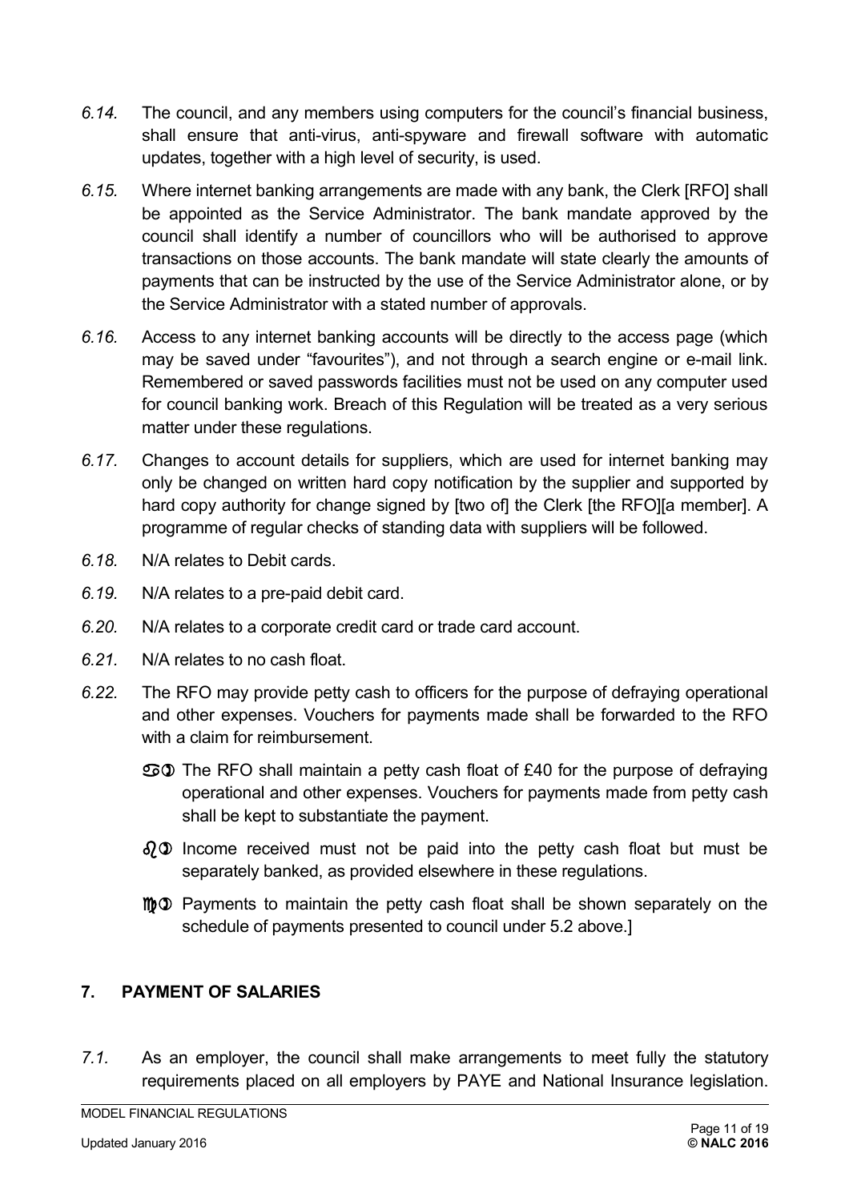*6.14.* The council, and any members using computers for the council's financial business, shall ensure that anti-virus, anti-spyware and firewall software with automatic updates, together with a high level of security, is used.

*6.15.* Where internet banking arrangements are made with any bank, the Clerk [RFO] shall be appointed as the Service Administrator. The bank mandate approved by the council shall identify a number of councillors who will be authorised to approve transactions on those accounts. The bank mandate will state clearly the amounts of payments that can be instructed by the use of the Service Administrator alone, or by the Service Administrator with a stated number of approvals.

*6.16.* Access to any internet banking accounts will be directly to the access page (which may be saved under "favourites"), and not through a search engine or e-mail link. Remembered or saved passwords facilities must not be used on any computer used for council banking work. Breach of this Regulation will be treated as a very serious matter under these regulations.

*6.17.* Changes to account details for suppliers, which are used for internet banking may only be changed on written hard copy notification by the supplier and supported by hard copy authority for change signed by [two of] the Clerk [the RFO][a member]. A programme of regular checks of standing data with suppliers will be followed.

*6.18.* N/A relates to Debit cards.

*6.19.* N/A relates to a pre-paid debit card.

*6.20.* N/A relates to a corporate credit card or trade card account.

*6.21.* N/A relates to no cash float.

*6.22.* The RFO may provide petty cash to officers for the purpose of defraying operational and other expenses. Vouchers for payments made shall be forwarded to the RFO with a claim for reimbursement.

- ♋➀ The RFO shall maintain a petty cash float of £40 for the purpose of defraying operational and other expenses. Vouchers for payments made from petty cash shall be kept to substantiate the payment.
- ♌➀ Income received must not be paid into the petty cash float but must be separately banked, as provided elsewhere in these regulations.
- ♍➀ Payments to maintain the petty cash float shall be shown separately on the schedule of payments presented to council under 5.2 above.]

## 7. PAYMENT OF SALARIES

*7.1.* As an employer, the council shall make arrangements to meet fully the statutory requirements placed on all employers by PAYE and National Insurance legislation.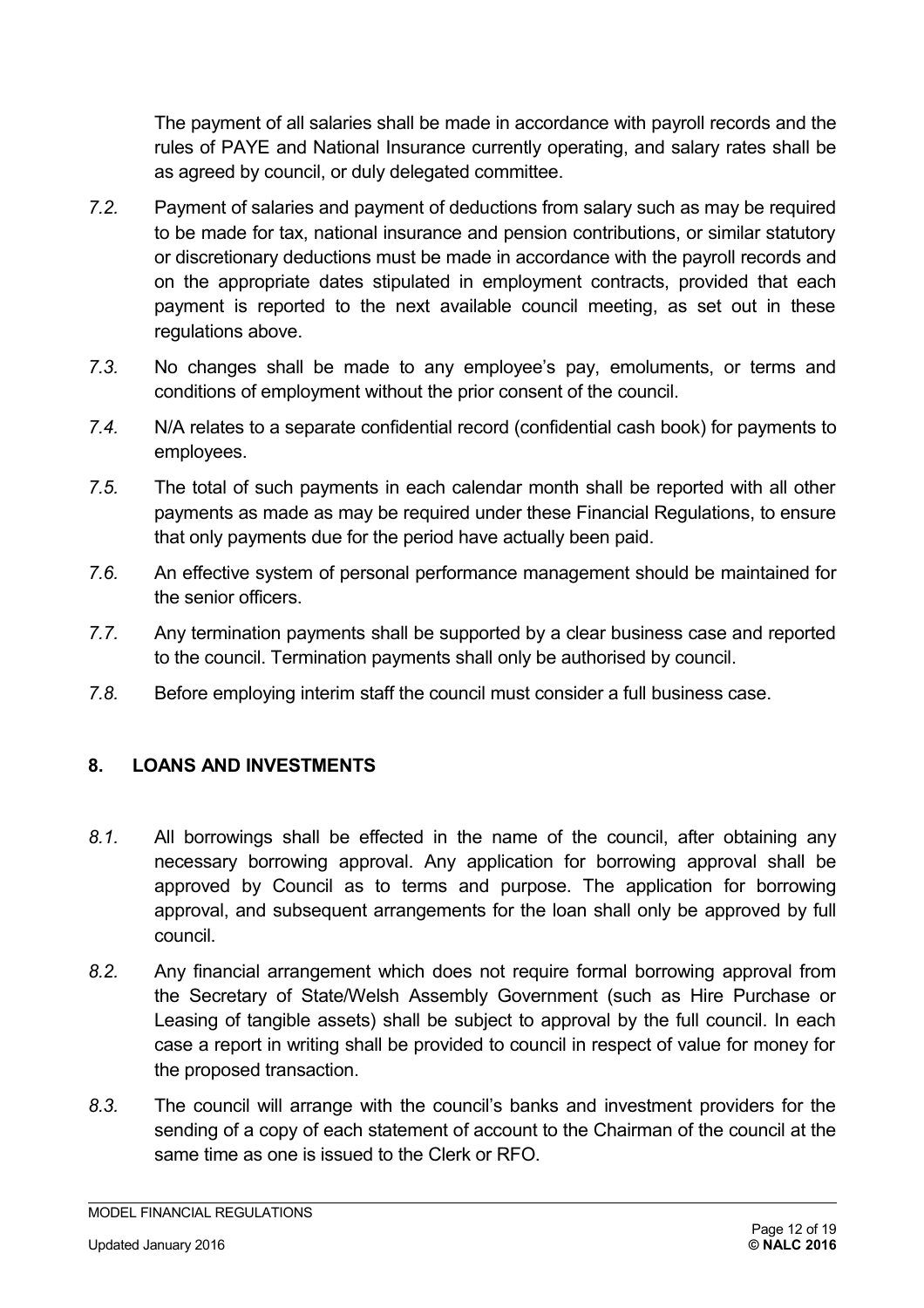The payment of all salaries shall be made in accordance with payroll records and the rules of PAYE and National Insurance currently operating, and salary rates shall be as agreed by council, or duly delegated committee.

*7.2.* Payment of salaries and payment of deductions from salary such as may be required to be made for tax, national insurance and pension contributions, or similar statutory or discretionary deductions must be made in accordance with the payroll records and on the appropriate dates stipulated in employment contracts, provided that each payment is reported to the next available council meeting, as set out in these regulations above.

*7.3.* No changes shall be made to any employee's pay, emoluments, or terms and conditions of employment without the prior consent of the council.

*7.4.* N/A relates to a separate confidential record (confidential cash book) for payments to employees.

*7.5.* The total of such payments in each calendar month shall be reported with all other payments as made as may be required under these Financial Regulations, to ensure that only payments due for the period have actually been paid.

*7.6.* An effective system of personal performance management should be maintained for the senior officers.

*7.7.* Any termination payments shall be supported by a clear business case and reported to the council. Termination payments shall only be authorised by council.

*7.8.* Before employing interim staff the council must consider a full business case.

## 8. LOANS AND INVESTMENTS

*8.1.* All borrowings shall be effected in the name of the council, after obtaining any necessary borrowing approval. Any application for borrowing approval shall be approved by Council as to terms and purpose. The application for borrowing approval, and subsequent arrangements for the loan shall only be approved by full council.

*8.2.* Any financial arrangement which does not require formal borrowing approval from the Secretary of State/Welsh Assembly Government (such as Hire Purchase or Leasing of tangible assets) shall be subject to approval by the full council. In each case a report in writing shall be provided to council in respect of value for money for the proposed transaction.

*8.3.* The council will arrange with the council's banks and investment providers for the sending of a copy of each statement of account to the Chairman of the council at the same time as one is issued to the Clerk or RFO.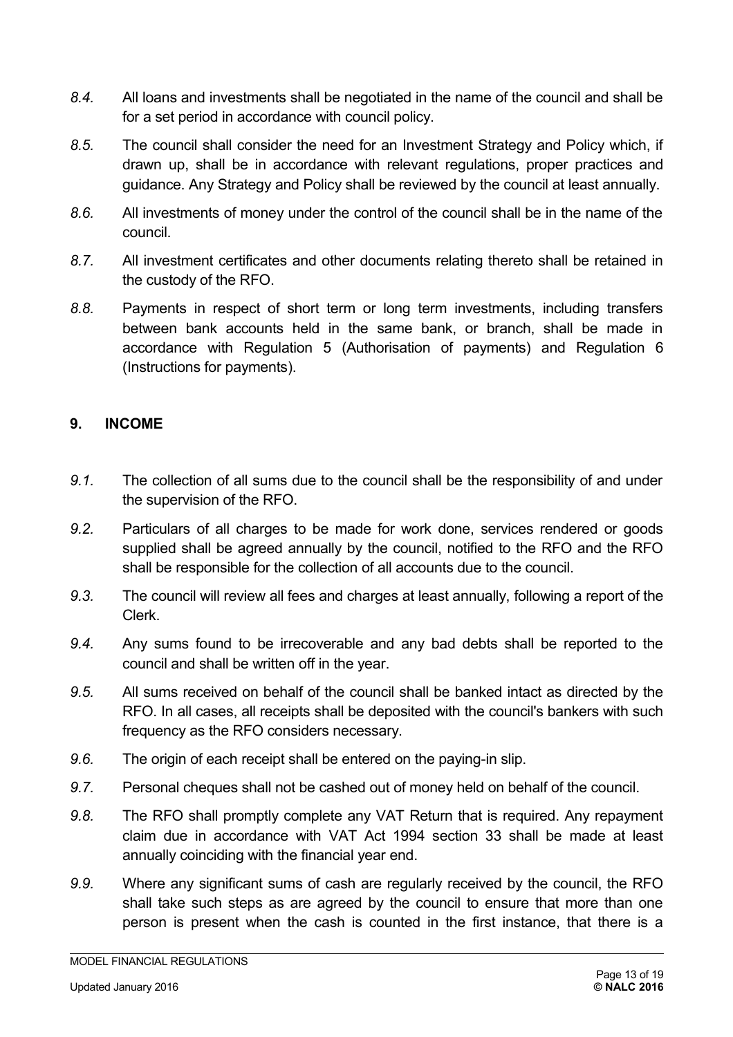*8.4.* All loans and investments shall be negotiated in the name of the council and shall be for a set period in accordance with council policy.

*8.5.* The council shall consider the need for an Investment Strategy and Policy which, if drawn up, shall be in accordance with relevant regulations, proper practices and guidance. Any Strategy and Policy shall be reviewed by the council at least annually.

*8.6.* All investments of money under the control of the council shall be in the name of the council.

*8.7.* All investment certificates and other documents relating thereto shall be retained in the custody of the RFO.

*8.8.* Payments in respect of short term or long term investments, including transfers between bank accounts held in the same bank, or branch, shall be made in accordance with Regulation 5 (Authorisation of payments) and Regulation 6 (Instructions for payments).

## 9. INCOME

*9.1.* The collection of all sums due to the council shall be the responsibility of and under the supervision of the RFO.

*9.2.* Particulars of all charges to be made for work done, services rendered or goods supplied shall be agreed annually by the council, notified to the RFO and the RFO shall be responsible for the collection of all accounts due to the council.

*9.3.* The council will review all fees and charges at least annually, following a report of the Clerk.

*9.4.* Any sums found to be irrecoverable and any bad debts shall be reported to the council and shall be written off in the year.

*9.5.* All sums received on behalf of the council shall be banked intact as directed by the RFO. In all cases, all receipts shall be deposited with the council's bankers with such frequency as the RFO considers necessary.

*9.6.* The origin of each receipt shall be entered on the paying-in slip.

*9.7.* Personal cheques shall not be cashed out of money held on behalf of the council.

*9.8.* The RFO shall promptly complete any VAT Return that is required. Any repayment claim due in accordance with VAT Act 1994 section 33 shall be made at least annually coinciding with the financial year end.

*9.9.* Where any significant sums of cash are regularly received by the council, the RFO shall take such steps as are agreed by the council to ensure that more than one person is present when the cash is counted in the first instance, that there is a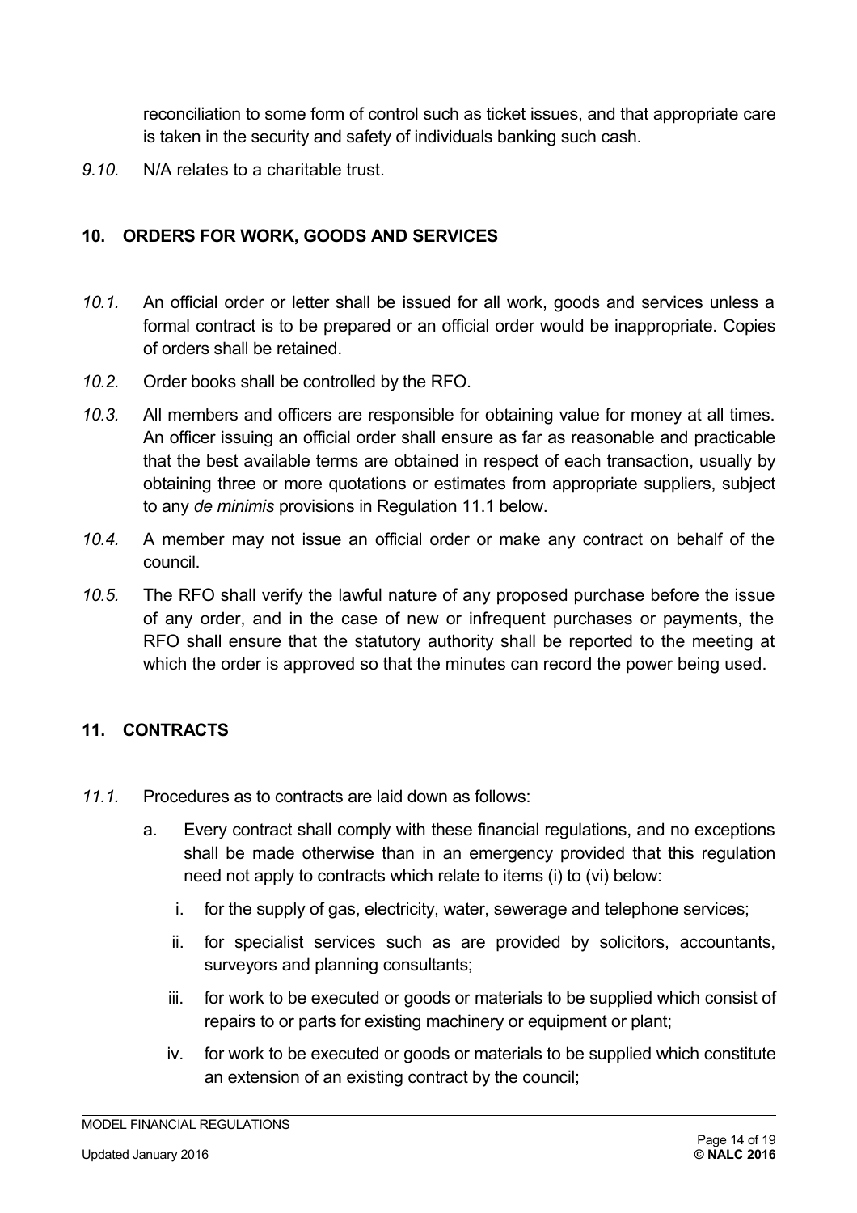reconciliation to some form of control such as ticket issues, and that appropriate care is taken in the security and safety of individuals banking such cash.

*9.10.* N/A relates to a charitable trust.

## 10. ORDERS FOR WORK, GOODS AND SERVICES

*10.1.* An official order or letter shall be issued for all work, goods and services unless a formal contract is to be prepared or an official order would be inappropriate. Copies of orders shall be retained.

*10.2.* Order books shall be controlled by the RFO.

*10.3.* All members and officers are responsible for obtaining value for money at all times. An officer issuing an official order shall ensure as far as reasonable and practicable that the best available terms are obtained in respect of each transaction, usually by obtaining three or more quotations or estimates from appropriate suppliers, subject to any *de minimis* provisions in Regulation 11.1 below.

*10.4.* A member may not issue an official order or make any contract on behalf of the council.

*10.5.* The RFO shall verify the lawful nature of any proposed purchase before the issue of any order, and in the case of new or infrequent purchases or payments, the RFO shall ensure that the statutory authority shall be reported to the meeting at which the order is approved so that the minutes can record the power being used.

## 11. CONTRACTS

*11.1.* Procedures as to contracts are laid down as follows:

a. Every contract shall comply with these financial regulations, and no exceptions shall be made otherwise than in an emergency provided that this regulation need not apply to contracts which relate to items (i) to (vi) below:

   i. for the supply of gas, electricity, water, sewerage and telephone services;

   ii. for specialist services such as are provided by solicitors, accountants, surveyors and planning consultants;

   iii. for work to be executed or goods or materials to be supplied which consist of repairs to or parts for existing machinery or equipment or plant;

   iv. for work to be executed or goods or materials to be supplied which constitute an extension of an existing contract by the council;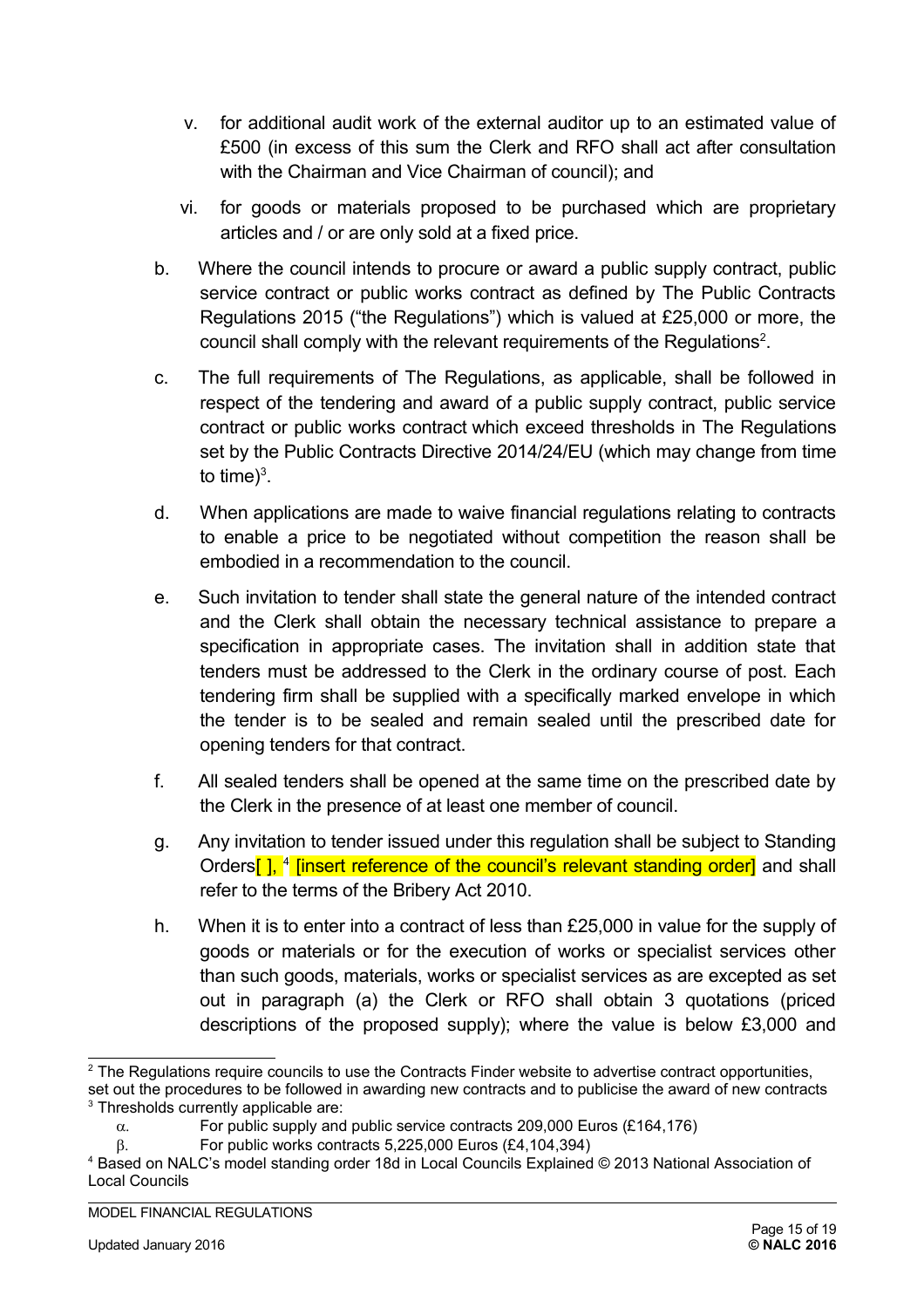v. for additional audit work of the external auditor up to an estimated value of £500 (in excess of this sum the Clerk and RFO shall act after consultation with the Chairman and Vice Chairman of council); and

vi. for goods or materials proposed to be purchased which are proprietary articles and / or are only sold at a fixed price.

b. Where the council intends to procure or award a public supply contract, public service contract or public works contract as defined by The Public Contracts Regulations 2015 ("the Regulations") which is valued at £25,000 or more, the council shall comply with the relevant requirements of the Regulations[2].

c. The full requirements of The Regulations, as applicable, shall be followed in respect of the tendering and award of a public supply contract, public service contract or public works contract which exceed thresholds in The Regulations set by the Public Contracts Directive 2014/24/EU (which may change from time to time)[3].

d. When applications are made to waive financial regulations relating to contracts to enable a price to be negotiated without competition the reason shall be embodied in a recommendation to the council.

e. Such invitation to tender shall state the general nature of the intended contract and the Clerk shall obtain the necessary technical assistance to prepare a specification in appropriate cases. The invitation shall in addition state that tenders must be addressed to the Clerk in the ordinary course of post. Each tendering firm shall be supplied with a specifically marked envelope in which the tender is to be sealed and remain sealed until the prescribed date for opening tenders for that contract.

f. All sealed tenders shall be opened at the same time on the prescribed date by the Clerk in the presence of at least one member of council.

g. Any invitation to tender issued under this regulation shall be subject to Standing Orders[ ], [4] [insert reference of the council's relevant standing order] and shall refer to the terms of the Bribery Act 2010.

h. When it is to enter into a contract of less than £25,000 in value for the supply of goods or materials or for the execution of works or specialist services other than such goods, materials, works or specialist services as are excepted as set out in paragraph (a) the Clerk or RFO shall obtain 3 quotations (priced descriptions of the proposed supply); where the value is below £3,000 and

---

[2] The Regulations require councils to use the Contracts Finder website to advertise contract opportunities, set out the procedures to be followed in awarding new contracts and to publicise the award of new contracts

[3] Thresholds currently applicable are:

α. For public supply and public service contracts 209,000 Euros (£164,176)

β. For public works contracts 5,225,000 Euros (£4,104,394)

[4] Based on NALC's model standing order 18d in Local Councils Explained © 2013 National Association of Local Councils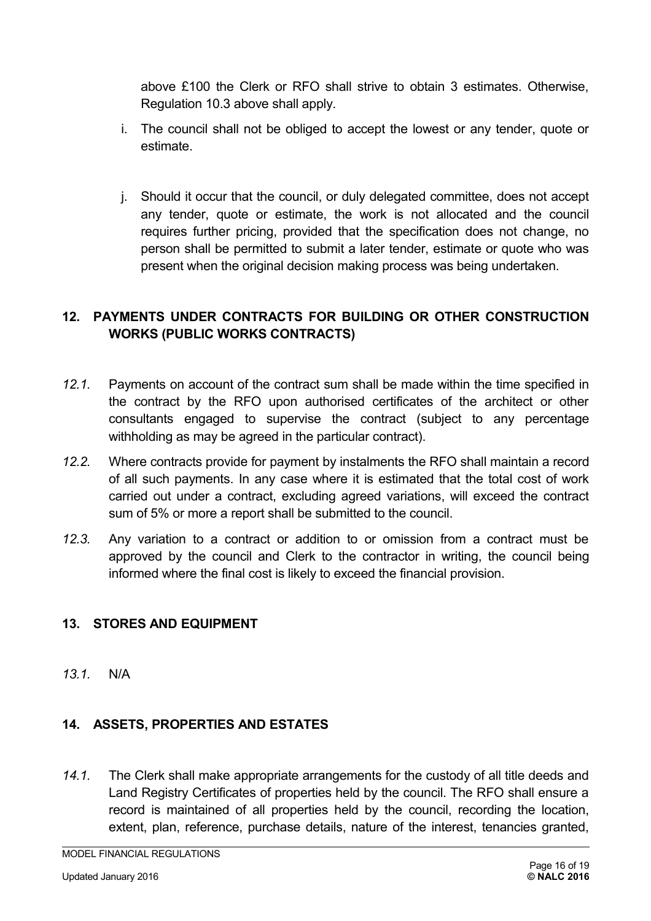above £100 the Clerk or RFO shall strive to obtain 3 estimates. Otherwise, Regulation 10.3 above shall apply.

i. The council shall not be obliged to accept the lowest or any tender, quote or estimate.

j. Should it occur that the council, or duly delegated committee, does not accept any tender, quote or estimate, the work is not allocated and the council requires further pricing, provided that the specification does not change, no person shall be permitted to submit a later tender, estimate or quote who was present when the original decision making process was being undertaken.

## 12. PAYMENTS UNDER CONTRACTS FOR BUILDING OR OTHER CONSTRUCTION WORKS (PUBLIC WORKS CONTRACTS)

*12.1.* Payments on account of the contract sum shall be made within the time specified in the contract by the RFO upon authorised certificates of the architect or other consultants engaged to supervise the contract (subject to any percentage withholding as may be agreed in the particular contract).

*12.2.* Where contracts provide for payment by instalments the RFO shall maintain a record of all such payments. In any case where it is estimated that the total cost of work carried out under a contract, excluding agreed variations, will exceed the contract sum of 5% or more a report shall be submitted to the council.

*12.3.* Any variation to a contract or addition to or omission from a contract must be approved by the council and Clerk to the contractor in writing, the council being informed where the final cost is likely to exceed the financial provision.

## 13. STORES AND EQUIPMENT

*13.1.* N/A

## 14. ASSETS, PROPERTIES AND ESTATES

*14.1.* The Clerk shall make appropriate arrangements for the custody of all title deeds and Land Registry Certificates of properties held by the council. The RFO shall ensure a record is maintained of all properties held by the council, recording the location, extent, plan, reference, purchase details, nature of the interest, tenancies granted,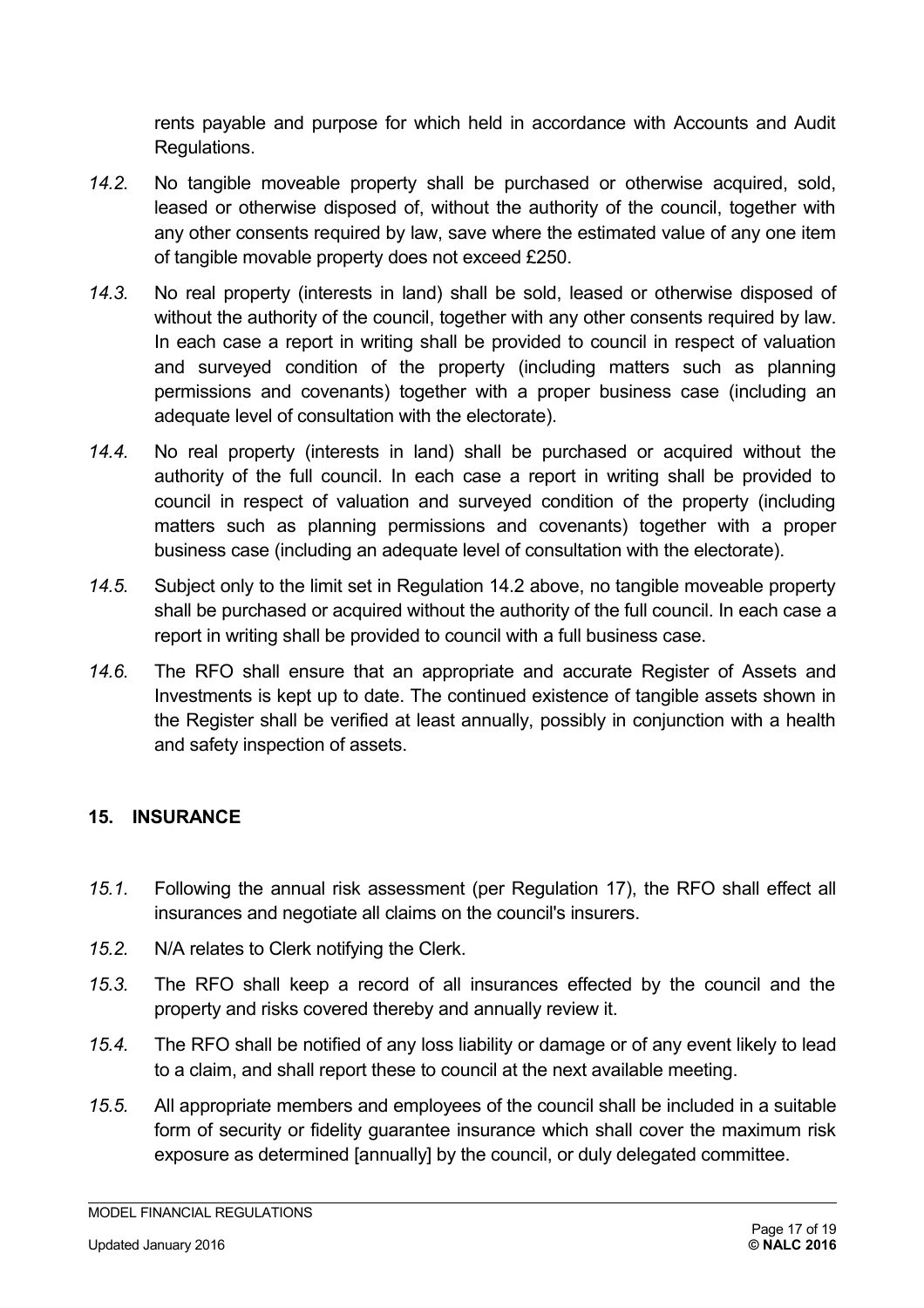rents payable and purpose for which held in accordance with Accounts and Audit Regulations.

*14.2.* No tangible moveable property shall be purchased or otherwise acquired, sold, leased or otherwise disposed of, without the authority of the council, together with any other consents required by law, save where the estimated value of any one item of tangible movable property does not exceed £250.

*14.3.* No real property (interests in land) shall be sold, leased or otherwise disposed of without the authority of the council, together with any other consents required by law. In each case a report in writing shall be provided to council in respect of valuation and surveyed condition of the property (including matters such as planning permissions and covenants) together with a proper business case (including an adequate level of consultation with the electorate).

*14.4.* No real property (interests in land) shall be purchased or acquired without the authority of the full council. In each case a report in writing shall be provided to council in respect of valuation and surveyed condition of the property (including matters such as planning permissions and covenants) together with a proper business case (including an adequate level of consultation with the electorate).

*14.5.* Subject only to the limit set in Regulation 14.2 above, no tangible moveable property shall be purchased or acquired without the authority of the full council. In each case a report in writing shall be provided to council with a full business case.

*14.6.* The RFO shall ensure that an appropriate and accurate Register of Assets and Investments is kept up to date. The continued existence of tangible assets shown in the Register shall be verified at least annually, possibly in conjunction with a health and safety inspection of assets.

## 15. INSURANCE

*15.1.* Following the annual risk assessment (per Regulation 17), the RFO shall effect all insurances and negotiate all claims on the council's insurers.

*15.2.* N/A relates to Clerk notifying the Clerk.

*15.3.* The RFO shall keep a record of all insurances effected by the council and the property and risks covered thereby and annually review it.

*15.4.* The RFO shall be notified of any loss liability or damage or of any event likely to lead to a claim, and shall report these to council at the next available meeting.

*15.5.* All appropriate members and employees of the council shall be included in a suitable form of security or fidelity guarantee insurance which shall cover the maximum risk exposure as determined [annually] by the council, or duly delegated committee.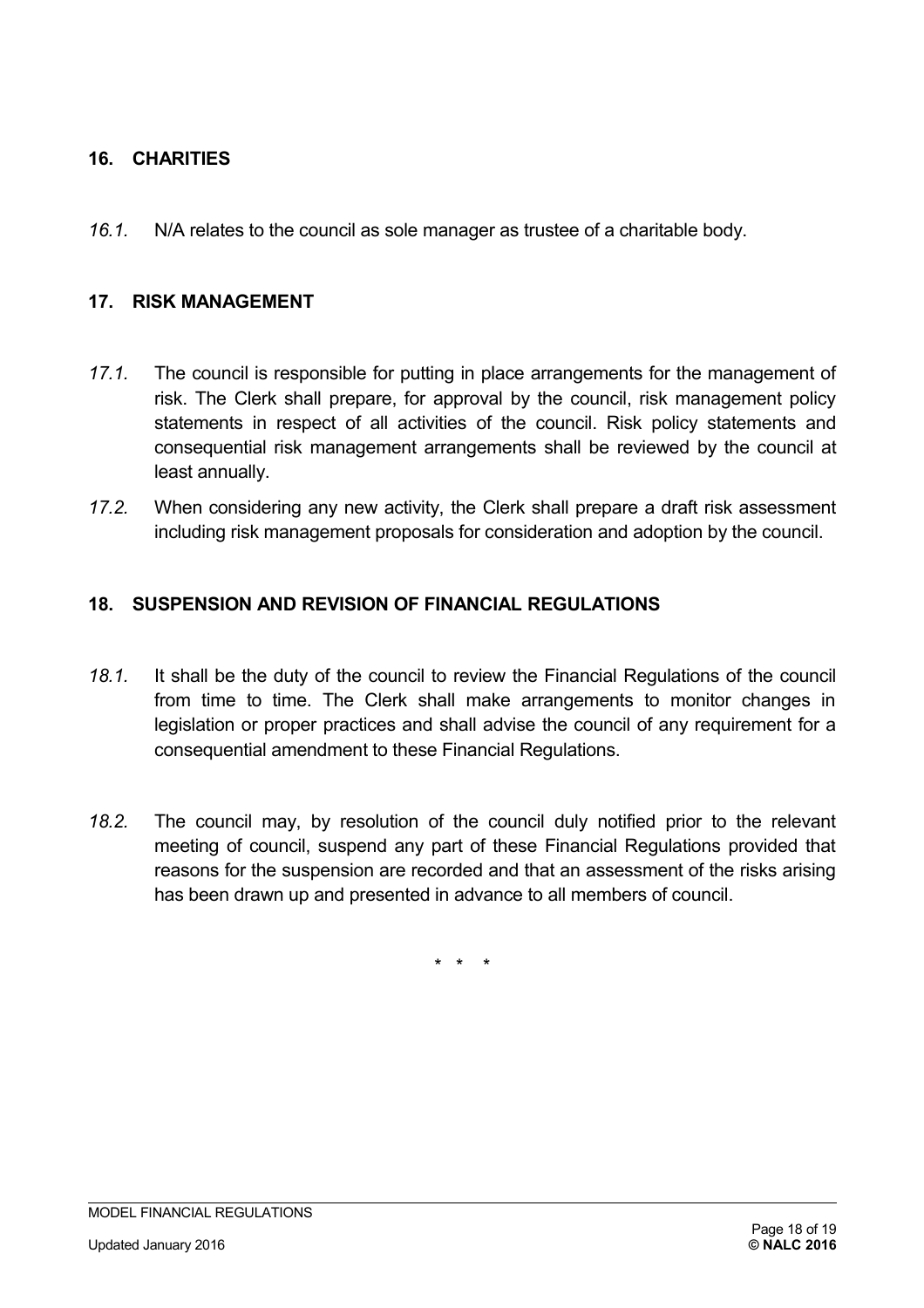## 16. CHARITIES

*16.1.* N/A relates to the council as sole manager as trustee of a charitable body.

## 17. RISK MANAGEMENT

*17.1.* The council is responsible for putting in place arrangements for the management of risk. The Clerk shall prepare, for approval by the council, risk management policy statements in respect of all activities of the council. Risk policy statements and consequential risk management arrangements shall be reviewed by the council at least annually.

*17.2.* When considering any new activity, the Clerk shall prepare a draft risk assessment including risk management proposals for consideration and adoption by the council.

## 18. SUSPENSION AND REVISION OF FINANCIAL REGULATIONS

*18.1.* It shall be the duty of the council to review the Financial Regulations of the council from time to time. The Clerk shall make arrangements to monitor changes in legislation or proper practices and shall advise the council of any requirement for a consequential amendment to these Financial Regulations.

*18.2.* The council may, by resolution of the council duly notified prior to the relevant meeting of council, suspend any part of these Financial Regulations provided that reasons for the suspension are recorded and that an assessment of the risks arising has been drawn up and presented in advance to all members of council.

\* \* \*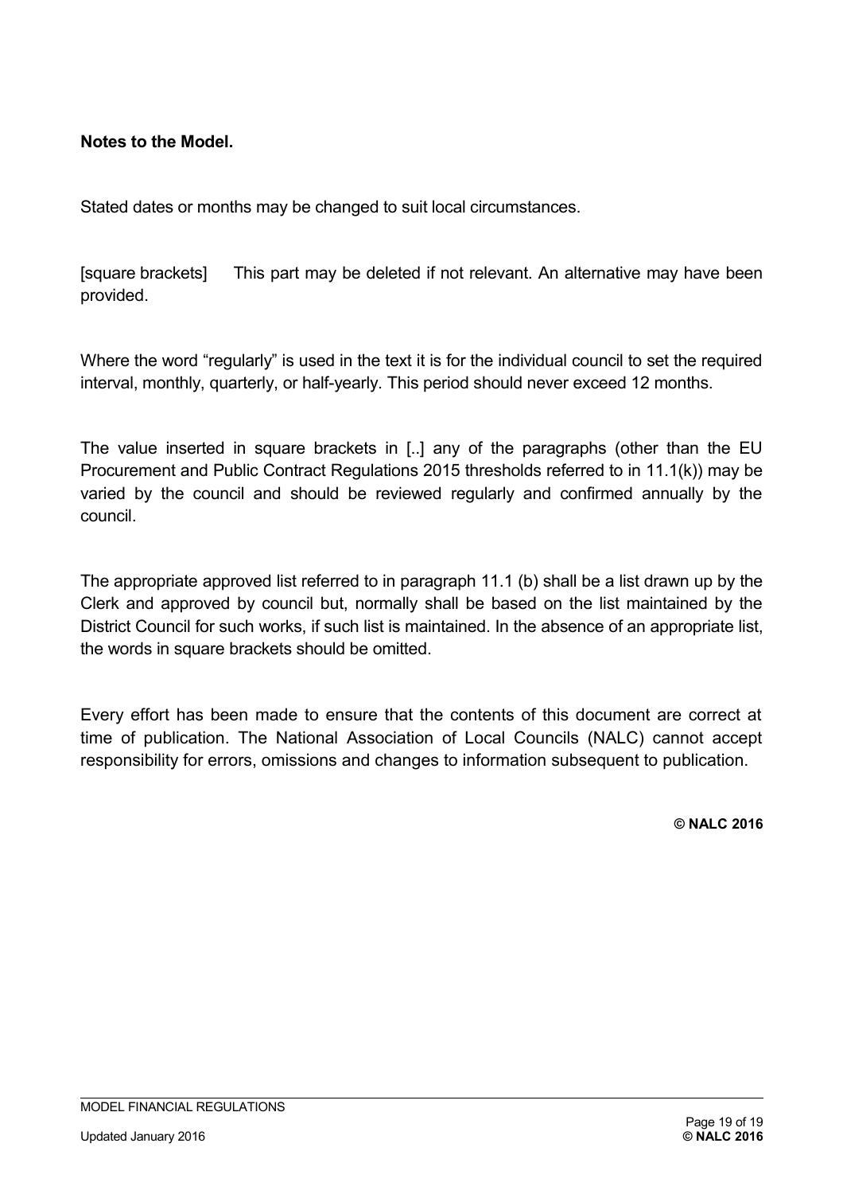**Notes to the Model.**

Stated dates or months may be changed to suit local circumstances.

[square brackets] This part may be deleted if not relevant. An alternative may have been provided.

Where the word "regularly" is used in the text it is for the individual council to set the required interval, monthly, quarterly, or half-yearly. This period should never exceed 12 months.

The value inserted in square brackets in [..] any of the paragraphs (other than the EU Procurement and Public Contract Regulations 2015 thresholds referred to in 11.1(k)) may be varied by the council and should be reviewed regularly and confirmed annually by the council.

The appropriate approved list referred to in paragraph 11.1 (b) shall be a list drawn up by the Clerk and approved by council but, normally shall be based on the list maintained by the District Council for such works, if such list is maintained. In the absence of an appropriate list, the words in square brackets should be omitted.

Every effort has been made to ensure that the contents of this document are correct at time of publication. The National Association of Local Councils (NALC) cannot accept responsibility for errors, omissions and changes to information subsequent to publication.

**© NALC 2016**